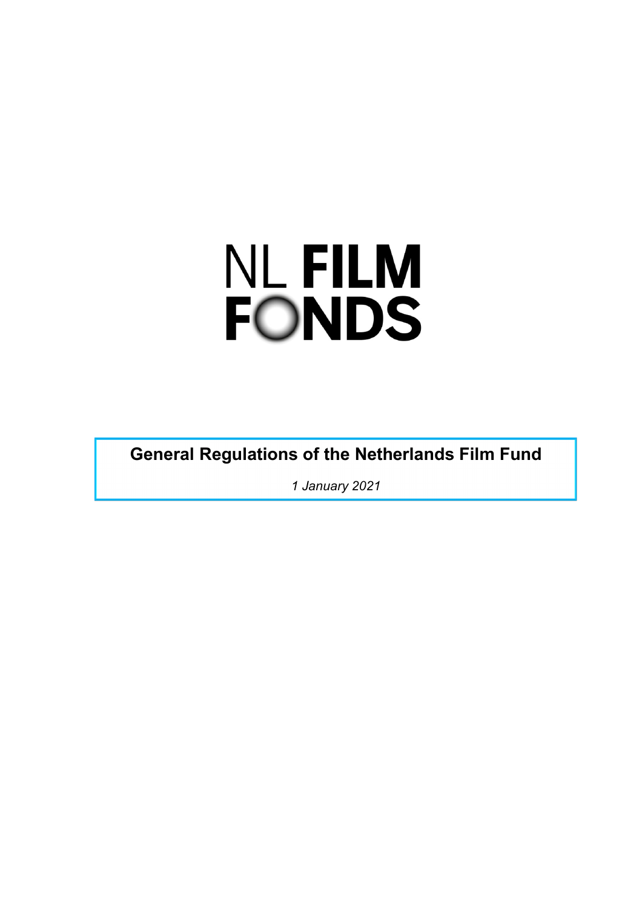NL FILM FONDS

# General Regulations of the Netherlands Film Fund

*1 January 2021*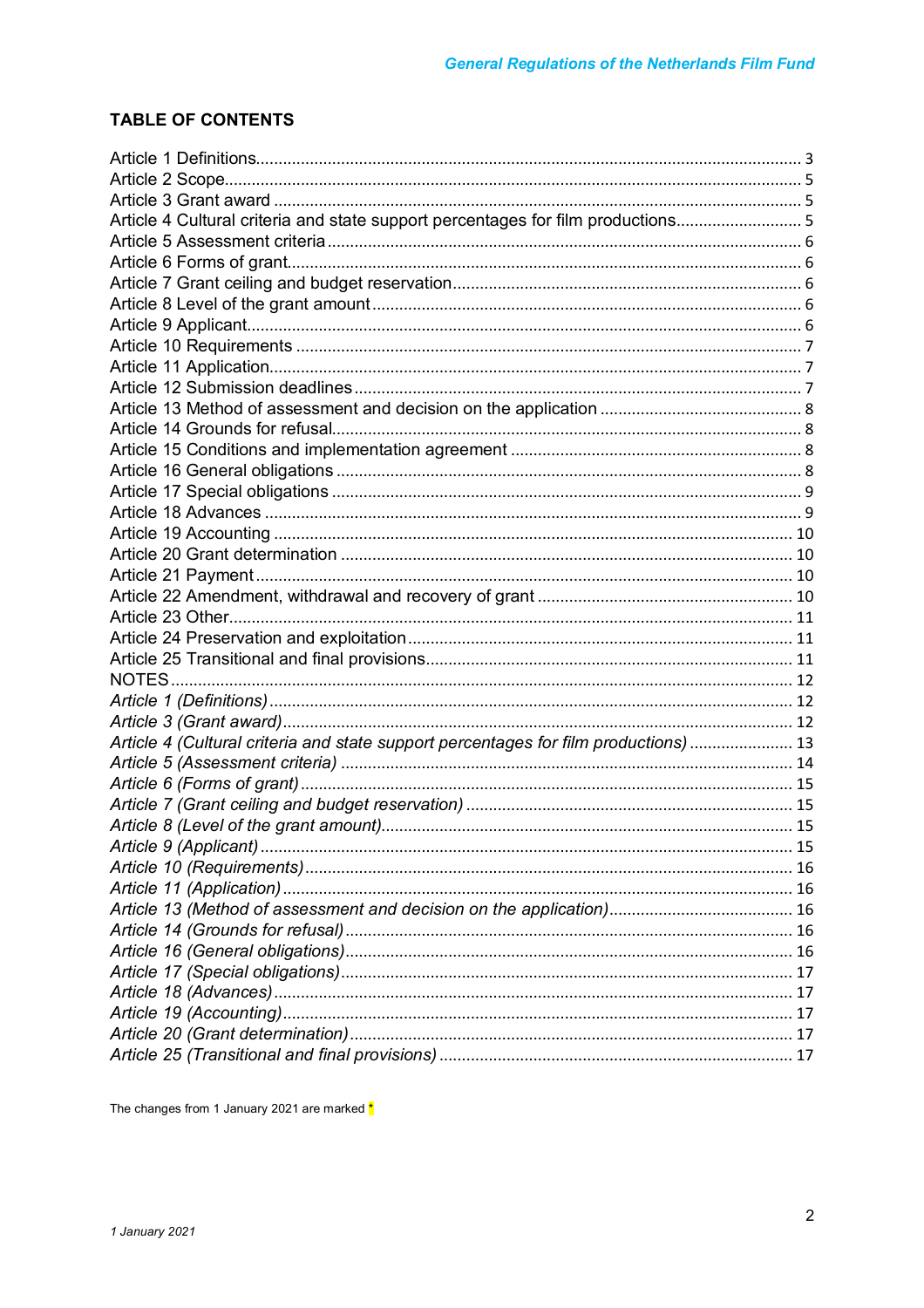## TABLE OF CONTENTS

Article 1 Definitions........ 3
Article 2 Scope........ 5
Article 3 Grant award........ 5
Article 4 Cultural criteria and state support percentages for film productions........ 5
Article 5 Assessment criteria........ 6
Article 6 Forms of grant........ 6
Article 7 Grant ceiling and budget reservation........ 6
Article 8 Level of the grant amount........ 6
Article 9 Applicant........ 6
Article 10 Requirements........ 7
Article 11 Application........ 7
Article 12 Submission deadlines........ 7
Article 13 Method of assessment and decision on the application........ 8
Article 14 Grounds for refusal........ 8
Article 15 Conditions and implementation agreement........ 8
Article 16 General obligations........ 8
Article 17 Special obligations........ 9
Article 18 Advances........ 9
Article 19 Accounting........ 10
Article 20 Grant determination........ 10
Article 21 Payment........ 10
Article 22 Amendment, withdrawal and recovery of grant........ 10
Article 23 Other........ 11
Article 24 Preservation and exploitation........ 11
Article 25 Transitional and final provisions........ 11
NOTES........ 12
*Article 1 (Definitions)*........ 12
*Article 3 (Grant award)*........ 12
*Article 4 (Cultural criteria and state support percentages for film productions)*........ 13
*Article 5 (Assessment criteria)*........ 14
*Article 6 (Forms of grant)*........ 15
*Article 7 (Grant ceiling and budget reservation)*........ 15
*Article 8 (Level of the grant amount)*........ 15
*Article 9 (Applicant)*........ 15
*Article 10 (Requirements)*........ 16
*Article 11 (Application)*........ 16
*Article 13 (Method of assessment and decision on the application)*........ 16
*Article 14 (Grounds for refusal)*........ 16
*Article 16 (General obligations)*........ 16
*Article 17 (Special obligations)*........ 17
*Article 18 (Advances)*........ 17
*Article 19 (Accounting)*........ 17
*Article 20 (Grant determination)*........ 17
*Article 25 (Transitional and final provisions)*........ 17

The changes from 1 January 2021 are marked *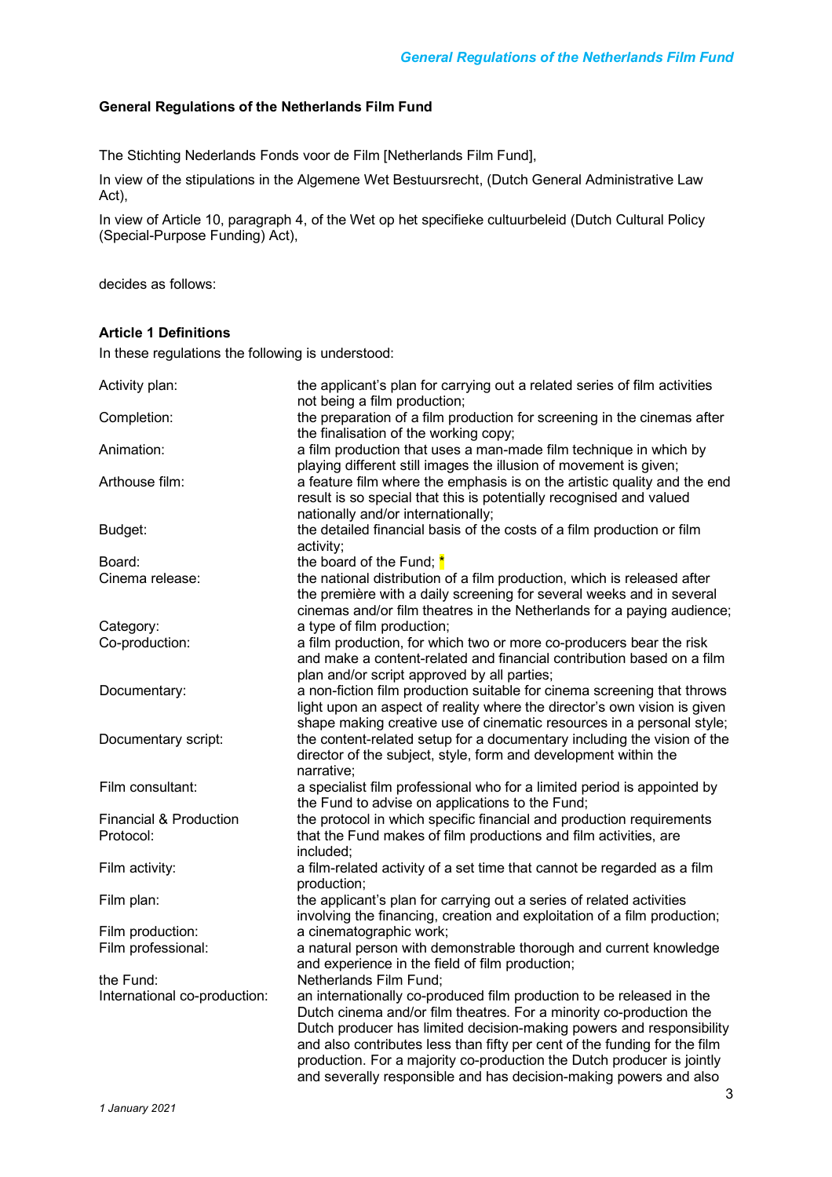**General Regulations of the Netherlands Film Fund**

The Stichting Nederlands Fonds voor de Film [Netherlands Film Fund],

In view of the stipulations in the Algemene Wet Bestuursrecht, (Dutch General Administrative Law Act),

In view of Article 10, paragraph 4, of the Wet op het specifieke cultuurbeleid (Dutch Cultural Policy (Special-Purpose Funding) Act),

decides as follows:

**Article 1 Definitions**

In these regulations the following is understood:

| | |
|---|---|
| Activity plan: | the applicant's plan for carrying out a related series of film activities not being a film production; |
| Completion: | the preparation of a film production for screening in the cinemas after the finalisation of the working copy; |
| Animation: | a film production that uses a man-made film technique in which by playing different still images the illusion of movement is given; |
| Arthouse film: | a feature film where the emphasis is on the artistic quality and the end result is so special that this is potentially recognised and valued nationally and/or internationally; |
| Budget: | the detailed financial basis of the costs of a film production or film activity; |
| Board: | the board of the Fund; * |
| Cinema release: | the national distribution of a film production, which is released after the première with a daily screening for several weeks and in several cinemas and/or film theatres in the Netherlands for a paying audience; |
| Category: | a type of film production; |
| Co-production: | a film production, for which two or more co-producers bear the risk and make a content-related and financial contribution based on a film plan and/or script approved by all parties; |
| Documentary: | a non-fiction film production suitable for cinema screening that throws light upon an aspect of reality where the director's own vision is given shape making creative use of cinematic resources in a personal style; |
| Documentary script: | the content-related setup for a documentary including the vision of the director of the subject, style, form and development within the narrative; |
| Film consultant: | a specialist film professional who for a limited period is appointed by the Fund to advise on applications to the Fund; |
| Financial & Production Protocol: | the protocol in which specific financial and production requirements that the Fund makes of film productions and film activities, are included; |
| Film activity: | a film-related activity of a set time that cannot be regarded as a film production; |
| Film plan: | the applicant's plan for carrying out a series of related activities involving the financing, creation and exploitation of a film production; |
| Film production: | a cinematographic work; |
| Film professional: | a natural person with demonstrable thorough and current knowledge and experience in the field of film production; |
| the Fund: | Netherlands Film Fund; |
| International co-production: | an internationally co-produced film production to be released in the Dutch cinema and/or film theatres. For a minority co-production the Dutch producer has limited decision-making powers and responsibility and also contributes less than fifty per cent of the funding for the film production. For a majority co-production the Dutch producer is jointly and severally responsible and has decision-making powers and also |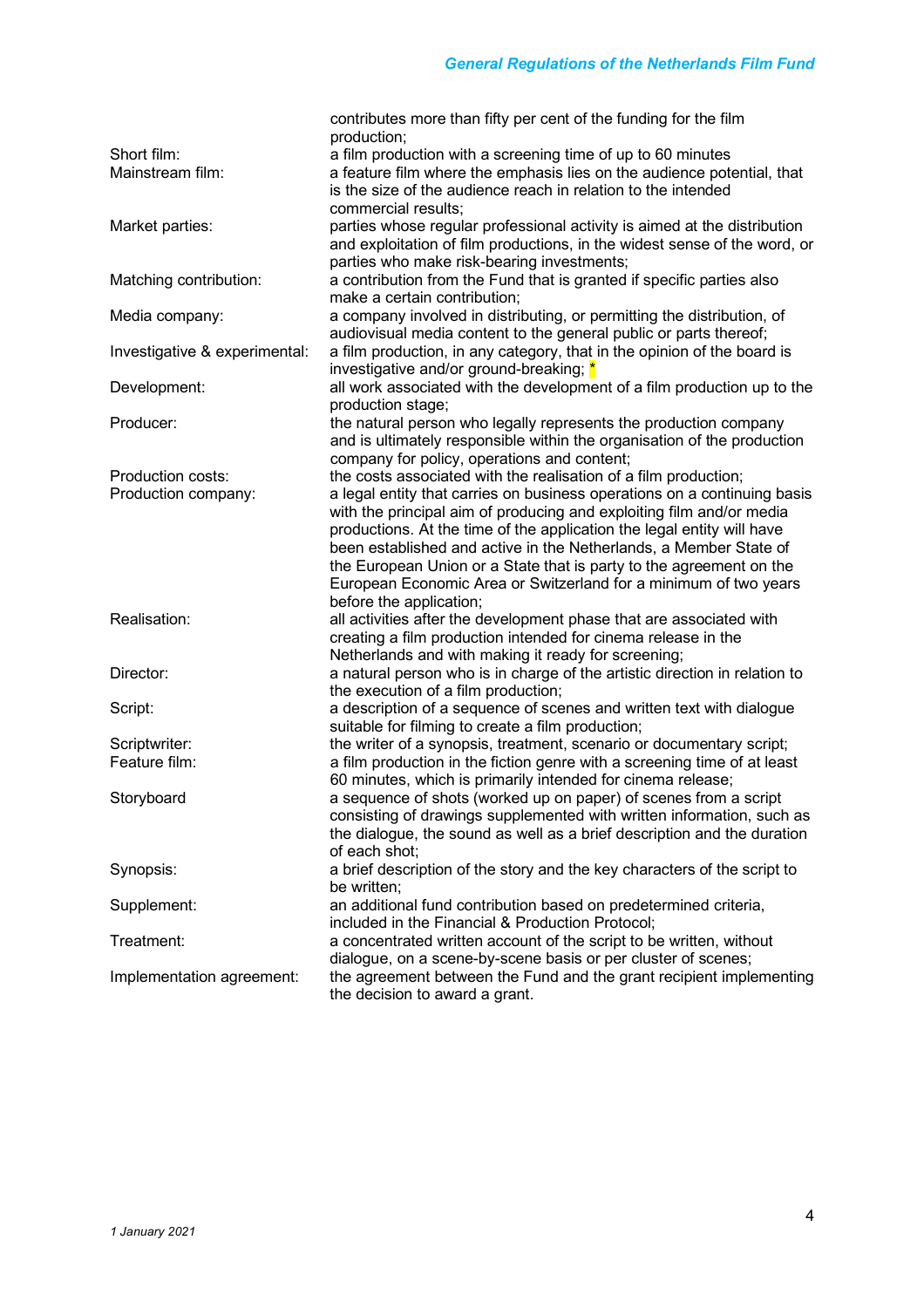contributes more than fifty per cent of the funding for the film production;

| | |
|---|---|
| Short film: | a film production with a screening time of up to 60 minutes |
| Mainstream film: | a feature film where the emphasis lies on the audience potential, that is the size of the audience reach in relation to the intended commercial results; |
| Market parties: | parties whose regular professional activity is aimed at the distribution and exploitation of film productions, in the widest sense of the word, or parties who make risk-bearing investments; |
| Matching contribution: | a contribution from the Fund that is granted if specific parties also make a certain contribution; |
| Media company: | a company involved in distributing, or permitting the distribution, of audiovisual media content to the general public or parts thereof; |
| Investigative & experimental: | a film production, in any category, that in the opinion of the board is investigative and/or ground-breaking; * |
| Development: | all work associated with the development of a film production up to the production stage; |
| Producer: | the natural person who legally represents the production company and is ultimately responsible within the organisation of the production company for policy, operations and content; |
| Production costs: | the costs associated with the realisation of a film production; |
| Production company: | a legal entity that carries on business operations on a continuing basis with the principal aim of producing and exploiting film and/or media productions. At the time of the application the legal entity will have been established and active in the Netherlands, a Member State of the European Union or a State that is party to the agreement on the European Economic Area or Switzerland for a minimum of two years before the application; |
| Realisation: | all activities after the development phase that are associated with creating a film production intended for cinema release in the Netherlands and with making it ready for screening; |
| Director: | a natural person who is in charge of the artistic direction in relation to the execution of a film production; |
| Script: | a description of a sequence of scenes and written text with dialogue suitable for filming to create a film production; |
| Scriptwriter: | the writer of a synopsis, treatment, scenario or documentary script; |
| Feature film: | a film production in the fiction genre with a screening time of at least 60 minutes, which is primarily intended for cinema release; |
| Storyboard | a sequence of shots (worked up on paper) of scenes from a script consisting of drawings supplemented with written information, such as the dialogue, the sound as well as a brief description and the duration of each shot; |
| Synopsis: | a brief description of the story and the key characters of the script to be written; |
| Supplement: | an additional fund contribution based on predetermined criteria, included in the Financial & Production Protocol; |
| Treatment: | a concentrated written account of the script to be written, without dialogue, on a scene-by-scene basis or per cluster of scenes; |
| Implementation agreement: | the agreement between the Fund and the grant recipient implementing the decision to award a grant. |

*1 January 2021*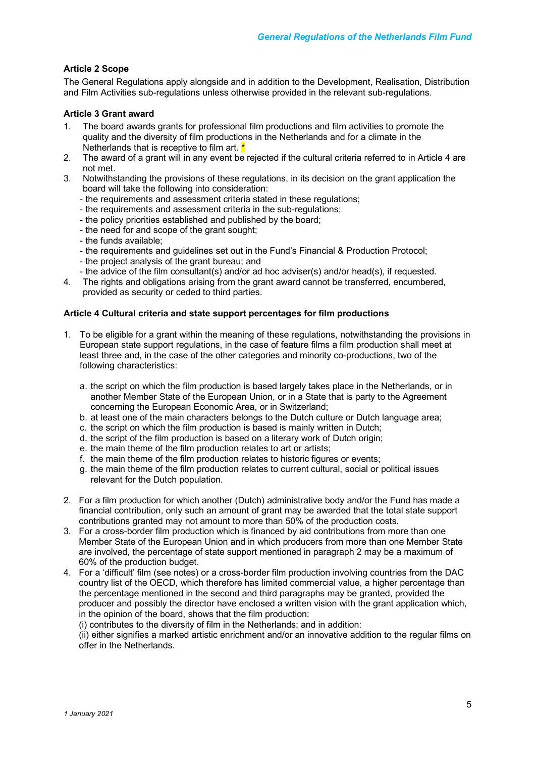**Article 2 Scope**

The General Regulations apply alongside and in addition to the Development, Realisation, Distribution and Film Activities sub-regulations unless otherwise provided in the relevant sub-regulations.

**Article 3 Grant award**

1. The board awards grants for professional film productions and film activities to promote the quality and the diversity of film productions in the Netherlands and for a climate in the Netherlands that is receptive to film art. *
2. The award of a grant will in any event be rejected if the cultural criteria referred to in Article 4 are not met.
3. Notwithstanding the provisions of these regulations, in its decision on the grant application the board will take the following into consideration:
   - the requirements and assessment criteria stated in these regulations;
   - the requirements and assessment criteria in the sub-regulations;
   - the policy priorities established and published by the board;
   - the need for and scope of the grant sought;
   - the funds available;
   - the requirements and guidelines set out in the Fund's Financial & Production Protocol;
   - the project analysis of the grant bureau; and
   - the advice of the film consultant(s) and/or ad hoc adviser(s) and/or head(s), if requested.
4. The rights and obligations arising from the grant award cannot be transferred, encumbered, provided as security or ceded to third parties.

**Article 4 Cultural criteria and state support percentages for film productions**

1. To be eligible for a grant within the meaning of these regulations, notwithstanding the provisions in European state support regulations, in the case of feature films a film production shall meet at least three and, in the case of the other categories and minority co-productions, two of the following characteristics:

   a. the script on which the film production is based largely takes place in the Netherlands, or in another Member State of the European Union, or in a State that is party to the Agreement concerning the European Economic Area, or in Switzerland;
   b. at least one of the main characters belongs to the Dutch culture or Dutch language area;
   c. the script on which the film production is based is mainly written in Dutch;
   d. the script of the film production is based on a literary work of Dutch origin;
   e. the main theme of the film production relates to art or artists;
   f. the main theme of the film production relates to historic figures or events;
   g. the main theme of the film production relates to current cultural, social or political issues relevant for the Dutch population.

2. For a film production for which another (Dutch) administrative body and/or the Fund has made a financial contribution, only such an amount of grant may be awarded that the total state support contributions granted may not amount to more than 50% of the production costs.
3. For a cross-border film production which is financed by aid contributions from more than one Member State of the European Union and in which producers from more than one Member State are involved, the percentage of state support mentioned in paragraph 2 may be a maximum of 60% of the production budget.
4. For a 'difficult' film (see notes) or a cross-border film production involving countries from the DAC country list of the OECD, which therefore has limited commercial value, a higher percentage than the percentage mentioned in the second and third paragraphs may be granted, provided the producer and possibly the director have enclosed a written vision with the grant application which, in the opinion of the board, shows that the film production:
   (i) contributes to the diversity of film in the Netherlands; and in addition:
   (ii) either signifies a marked artistic enrichment and/or an innovative addition to the regular films on offer in the Netherlands.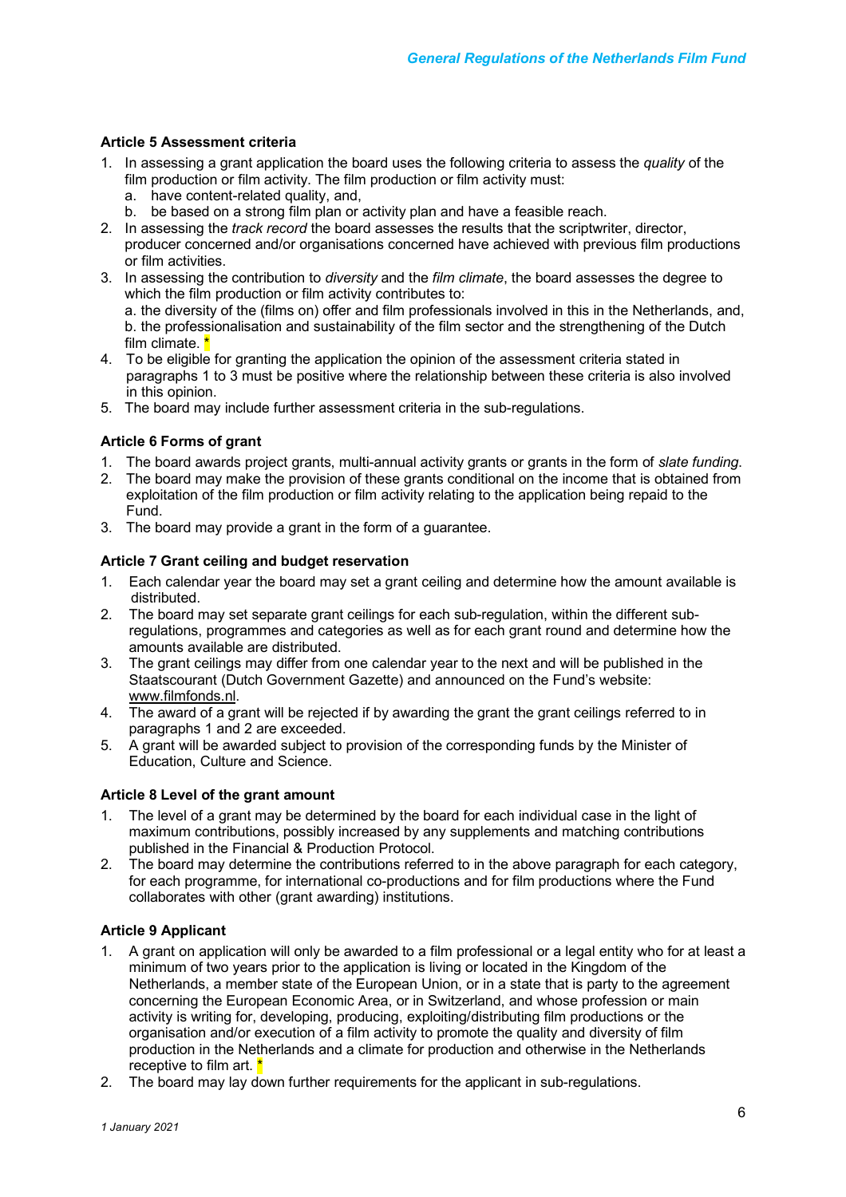### Article 5 Assessment criteria

1. In assessing a grant application the board uses the following criteria to assess the *quality* of the film production or film activity. The film production or film activity must:
   a. have content-related quality, and,
   b. be based on a strong film plan or activity plan and have a feasible reach.
2. In assessing the *track record* the board assesses the results that the scriptwriter, director, producer concerned and/or organisations concerned have achieved with previous film productions or film activities.
3. In assessing the contribution to *diversity* and the *film climate*, the board assesses the degree to which the film production or film activity contributes to:
   a. the diversity of the (films on) offer and film professionals involved in this in the Netherlands, and,
   b. the professionalisation and sustainability of the film sector and the strengthening of the Dutch film climate. *
4. To be eligible for granting the application the opinion of the assessment criteria stated in paragraphs 1 to 3 must be positive where the relationship between these criteria is also involved in this opinion.
5. The board may include further assessment criteria in the sub-regulations.

### Article 6 Forms of grant

1. The board awards project grants, multi-annual activity grants or grants in the form of *slate funding*.
2. The board may make the provision of these grants conditional on the income that is obtained from exploitation of the film production or film activity relating to the application being repaid to the Fund.
3. The board may provide a grant in the form of a guarantee.

### Article 7 Grant ceiling and budget reservation

1. Each calendar year the board may set a grant ceiling and determine how the amount available is distributed.
2. The board may set separate grant ceilings for each sub-regulation, within the different sub-regulations, programmes and categories as well as for each grant round and determine how the amounts available are distributed.
3. The grant ceilings may differ from one calendar year to the next and will be published in the Staatscourant (Dutch Government Gazette) and announced on the Fund's website: www.filmfonds.nl.
4. The award of a grant will be rejected if by awarding the grant the grant ceilings referred to in paragraphs 1 and 2 are exceeded.
5. A grant will be awarded subject to provision of the corresponding funds by the Minister of Education, Culture and Science.

### Article 8 Level of the grant amount

1. The level of a grant may be determined by the board for each individual case in the light of maximum contributions, possibly increased by any supplements and matching contributions published in the Financial & Production Protocol.
2. The board may determine the contributions referred to in the above paragraph for each category, for each programme, for international co-productions and for film productions where the Fund collaborates with other (grant awarding) institutions.

### Article 9 Applicant

1. A grant on application will only be awarded to a film professional or a legal entity who for at least a minimum of two years prior to the application is living or located in the Kingdom of the Netherlands, a member state of the European Union, or in a state that is party to the agreement concerning the European Economic Area, or in Switzerland, and whose profession or main activity is writing for, developing, producing, exploiting/distributing film productions or the organisation and/or execution of a film activity to promote the quality and diversity of film production in the Netherlands and a climate for production and otherwise in the Netherlands receptive to film art. *
2. The board may lay down further requirements for the applicant in sub-regulations.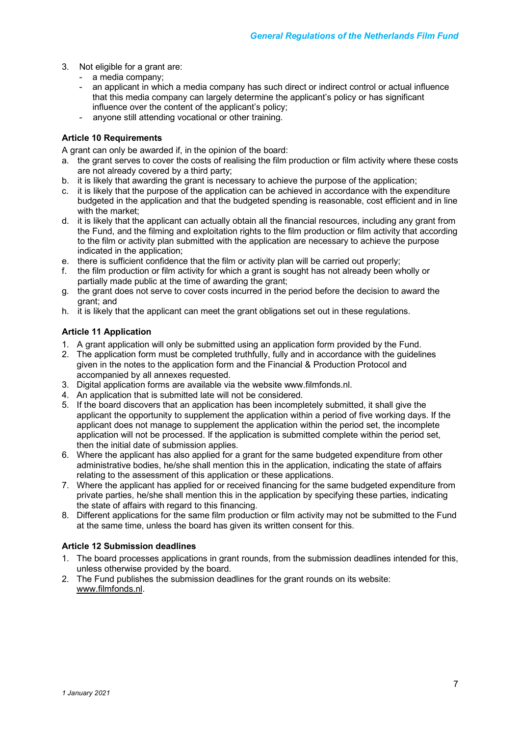3. Not eligible for a grant are:
   - a media company;
   - an applicant in which a media company has such direct or indirect control or actual influence that this media company can largely determine the applicant's policy or has significant influence over the content of the applicant's policy;
   - anyone still attending vocational or other training.

**Article 10 Requirements**

A grant can only be awarded if, in the opinion of the board:

a. the grant serves to cover the costs of realising the film production or film activity where these costs are not already covered by a third party;
b. it is likely that awarding the grant is necessary to achieve the purpose of the application;
c. it is likely that the purpose of the application can be achieved in accordance with the expenditure budgeted in the application and that the budgeted spending is reasonable, cost efficient and in line with the market;
d. it is likely that the applicant can actually obtain all the financial resources, including any grant from the Fund, and the filming and exploitation rights to the film production or film activity that according to the film or activity plan submitted with the application are necessary to achieve the purpose indicated in the application;
e. there is sufficient confidence that the film or activity plan will be carried out properly;
f. the film production or film activity for which a grant is sought has not already been wholly or partially made public at the time of awarding the grant;
g. the grant does not serve to cover costs incurred in the period before the decision to award the grant; and
h. it is likely that the applicant can meet the grant obligations set out in these regulations.

**Article 11 Application**

1. A grant application will only be submitted using an application form provided by the Fund.
2. The application form must be completed truthfully, fully and in accordance with the guidelines given in the notes to the application form and the Financial & Production Protocol and accompanied by all annexes requested.
3. Digital application forms are available via the website www.filmfonds.nl.
4. An application that is submitted late will not be considered.
5. If the board discovers that an application has been incompletely submitted, it shall give the applicant the opportunity to supplement the application within a period of five working days. If the applicant does not manage to supplement the application within the period set, the incomplete application will not be processed. If the application is submitted complete within the period set, then the initial date of submission applies.
6. Where the applicant has also applied for a grant for the same budgeted expenditure from other administrative bodies, he/she shall mention this in the application, indicating the state of affairs relating to the assessment of this application or these applications.
7. Where the applicant has applied for or received financing for the same budgeted expenditure from private parties, he/she shall mention this in the application by specifying these parties, indicating the state of affairs with regard to this financing.
8. Different applications for the same film production or film activity may not be submitted to the Fund at the same time, unless the board has given its written consent for this.

**Article 12 Submission deadlines**

1. The board processes applications in grant rounds, from the submission deadlines intended for this, unless otherwise provided by the board.
2. The Fund publishes the submission deadlines for the grant rounds on its website: www.filmfonds.nl.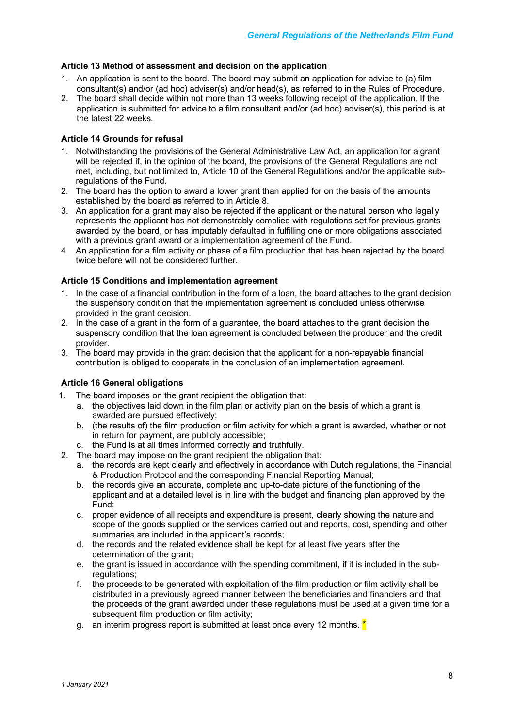### Article 13 Method of assessment and decision on the application

1. An application is sent to the board. The board may submit an application for advice to (a) film consultant(s) and/or (ad hoc) adviser(s) and/or head(s), as referred to in the Rules of Procedure.
2. The board shall decide within not more than 13 weeks following receipt of the application. If the application is submitted for advice to a film consultant and/or (ad hoc) adviser(s), this period is at the latest 22 weeks.

### Article 14 Grounds for refusal

1. Notwithstanding the provisions of the General Administrative Law Act, an application for a grant will be rejected if, in the opinion of the board, the provisions of the General Regulations are not met, including, but not limited to, Article 10 of the General Regulations and/or the applicable sub-regulations of the Fund.
2. The board has the option to award a lower grant than applied for on the basis of the amounts established by the board as referred to in Article 8.
3. An application for a grant may also be rejected if the applicant or the natural person who legally represents the applicant has not demonstrably complied with regulations set for previous grants awarded by the board, or has imputably defaulted in fulfilling one or more obligations associated with a previous grant award or a implementation agreement of the Fund.
4. An application for a film activity or phase of a film production that has been rejected by the board twice before will not be considered further.

### Article 15 Conditions and implementation agreement

1. In the case of a financial contribution in the form of a loan, the board attaches to the grant decision the suspensory condition that the implementation agreement is concluded unless otherwise provided in the grant decision.
2. In the case of a grant in the form of a guarantee, the board attaches to the grant decision the suspensory condition that the loan agreement is concluded between the producer and the credit provider.
3. The board may provide in the grant decision that the applicant for a non-repayable financial contribution is obliged to cooperate in the conclusion of an implementation agreement.

### Article 16 General obligations

1. The board imposes on the grant recipient the obligation that:
   a. the objectives laid down in the film plan or activity plan on the basis of which a grant is awarded are pursued effectively;
   b. (the results of) the film production or film activity for which a grant is awarded, whether or not in return for payment, are publicly accessible;
   c. the Fund is at all times informed correctly and truthfully.
2. The board may impose on the grant recipient the obligation that:
   a. the records are kept clearly and effectively in accordance with Dutch regulations, the Financial & Production Protocol and the corresponding Financial Reporting Manual;
   b. the records give an accurate, complete and up-to-date picture of the functioning of the applicant and at a detailed level is in line with the budget and financing plan approved by the Fund;
   c. proper evidence of all receipts and expenditure is present, clearly showing the nature and scope of the goods supplied or the services carried out and reports, cost, spending and other summaries are included in the applicant's records;
   d. the records and the related evidence shall be kept for at least five years after the determination of the grant;
   e. the grant is issued in accordance with the spending commitment, if it is included in the sub-regulations;
   f. the proceeds to be generated with exploitation of the film production or film activity shall be distributed in a previously agreed manner between the beneficiaries and financiers and that the proceeds of the grant awarded under these regulations must be used at a given time for a subsequent film production or film activity;
   g. an interim progress report is submitted at least once every 12 months. *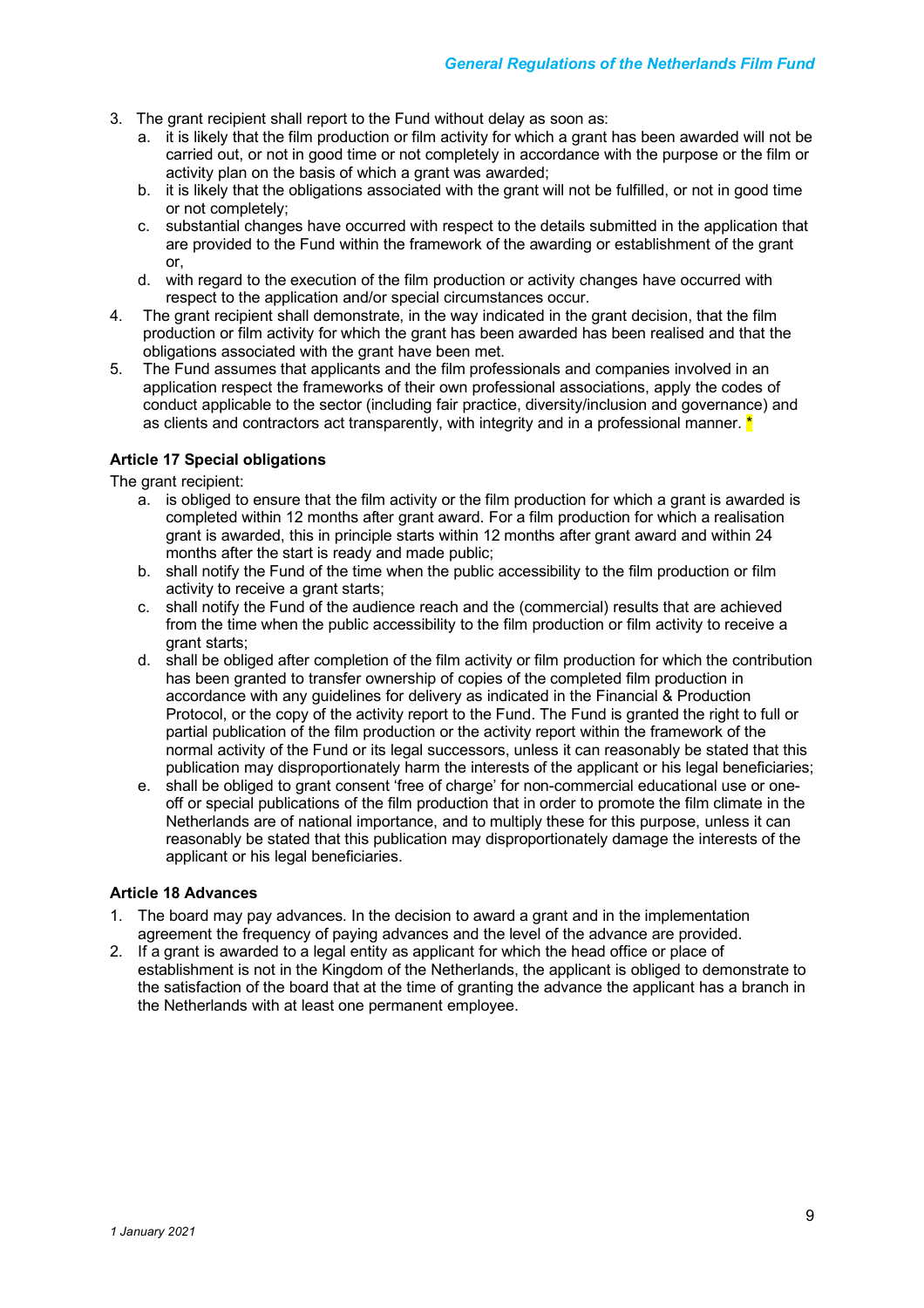3. The grant recipient shall report to the Fund without delay as soon as:
   a. it is likely that the film production or film activity for which a grant has been awarded will not be carried out, or not in good time or not completely in accordance with the purpose or the film or activity plan on the basis of which a grant was awarded;
   b. it is likely that the obligations associated with the grant will not be fulfilled, or not in good time or not completely;
   c. substantial changes have occurred with respect to the details submitted in the application that are provided to the Fund within the framework of the awarding or establishment of the grant or,
   d. with regard to the execution of the film production or activity changes have occurred with respect to the application and/or special circumstances occur.
4. The grant recipient shall demonstrate, in the way indicated in the grant decision, that the film production or film activity for which the grant has been awarded has been realised and that the obligations associated with the grant have been met.
5. The Fund assumes that applicants and the film professionals and companies involved in an application respect the frameworks of their own professional associations, apply the codes of conduct applicable to the sector (including fair practice, diversity/inclusion and governance) and as clients and contractors act transparently, with integrity and in a professional manner. *

**Article 17 Special obligations**

The grant recipient:

a. is obliged to ensure that the film activity or the film production for which a grant is awarded is completed within 12 months after grant award. For a film production for which a realisation grant is awarded, this in principle starts within 12 months after grant award and within 24 months after the start is ready and made public;
b. shall notify the Fund of the time when the public accessibility to the film production or film activity to receive a grant starts;
c. shall notify the Fund of the audience reach and the (commercial) results that are achieved from the time when the public accessibility to the film production or film activity to receive a grant starts;
d. shall be obliged after completion of the film activity or film production for which the contribution has been granted to transfer ownership of copies of the completed film production in accordance with any guidelines for delivery as indicated in the Financial & Production Protocol, or the copy of the activity report to the Fund. The Fund is granted the right to full or partial publication of the film production or the activity report within the framework of the normal activity of the Fund or its legal successors, unless it can reasonably be stated that this publication may disproportionately harm the interests of the applicant or his legal beneficiaries;
e. shall be obliged to grant consent 'free of charge' for non-commercial educational use or one-off or special publications of the film production that in order to promote the film climate in the Netherlands are of national importance, and to multiply these for this purpose, unless it can reasonably be stated that this publication may disproportionately damage the interests of the applicant or his legal beneficiaries.

**Article 18 Advances**

1. The board may pay advances. In the decision to award a grant and in the implementation agreement the frequency of paying advances and the level of the advance are provided.
2. If a grant is awarded to a legal entity as applicant for which the head office or place of establishment is not in the Kingdom of the Netherlands, the applicant is obliged to demonstrate to the satisfaction of the board that at the time of granting the advance the applicant has a branch in the Netherlands with at least one permanent employee.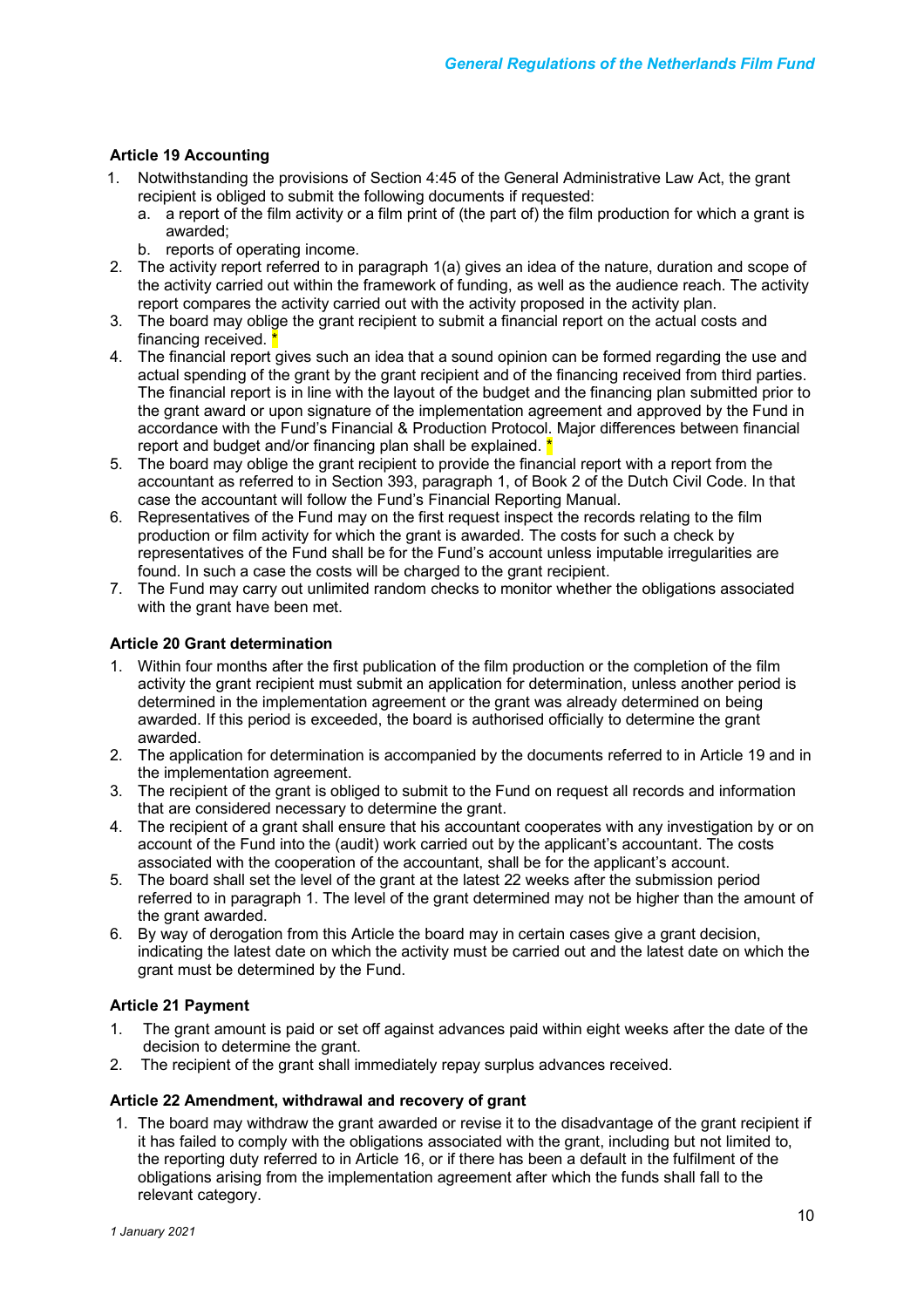**Article 19 Accounting**

1. Notwithstanding the provisions of Section 4:45 of the General Administrative Law Act, the grant recipient is obliged to submit the following documents if requested:
   a. a report of the film activity or a film print of (the part of) the film production for which a grant is awarded;
   b. reports of operating income.
2. The activity report referred to in paragraph 1(a) gives an idea of the nature, duration and scope of the activity carried out within the framework of funding, as well as the audience reach. The activity report compares the activity carried out with the activity proposed in the activity plan.
3. The board may oblige the grant recipient to submit a financial report on the actual costs and financing received. *
4. The financial report gives such an idea that a sound opinion can be formed regarding the use and actual spending of the grant by the grant recipient and of the financing received from third parties. The financial report is in line with the layout of the budget and the financing plan submitted prior to the grant award or upon signature of the implementation agreement and approved by the Fund in accordance with the Fund's Financial & Production Protocol. Major differences between financial report and budget and/or financing plan shall be explained. *
5. The board may oblige the grant recipient to provide the financial report with a report from the accountant as referred to in Section 393, paragraph 1, of Book 2 of the Dutch Civil Code. In that case the accountant will follow the Fund's Financial Reporting Manual.
6. Representatives of the Fund may on the first request inspect the records relating to the film production or film activity for which the grant is awarded. The costs for such a check by representatives of the Fund shall be for the Fund's account unless imputable irregularities are found. In such a case the costs will be charged to the grant recipient.
7. The Fund may carry out unlimited random checks to monitor whether the obligations associated with the grant have been met.

**Article 20 Grant determination**

1. Within four months after the first publication of the film production or the completion of the film activity the grant recipient must submit an application for determination, unless another period is determined in the implementation agreement or the grant was already determined on being awarded. If this period is exceeded, the board is authorised officially to determine the grant awarded.
2. The application for determination is accompanied by the documents referred to in Article 19 and in the implementation agreement.
3. The recipient of the grant is obliged to submit to the Fund on request all records and information that are considered necessary to determine the grant.
4. The recipient of a grant shall ensure that his accountant cooperates with any investigation by or on account of the Fund into the (audit) work carried out by the applicant's accountant. The costs associated with the cooperation of the accountant, shall be for the applicant's account.
5. The board shall set the level of the grant at the latest 22 weeks after the submission period referred to in paragraph 1. The level of the grant determined may not be higher than the amount of the grant awarded.
6. By way of derogation from this Article the board may in certain cases give a grant decision, indicating the latest date on which the activity must be carried out and the latest date on which the grant must be determined by the Fund.

**Article 21 Payment**

1. The grant amount is paid or set off against advances paid within eight weeks after the date of the decision to determine the grant.
2. The recipient of the grant shall immediately repay surplus advances received.

**Article 22 Amendment, withdrawal and recovery of grant**

1. The board may withdraw the grant awarded or revise it to the disadvantage of the grant recipient if it has failed to comply with the obligations associated with the grant, including but not limited to, the reporting duty referred to in Article 16, or if there has been a default in the fulfilment of the obligations arising from the implementation agreement after which the funds shall fall to the relevant category.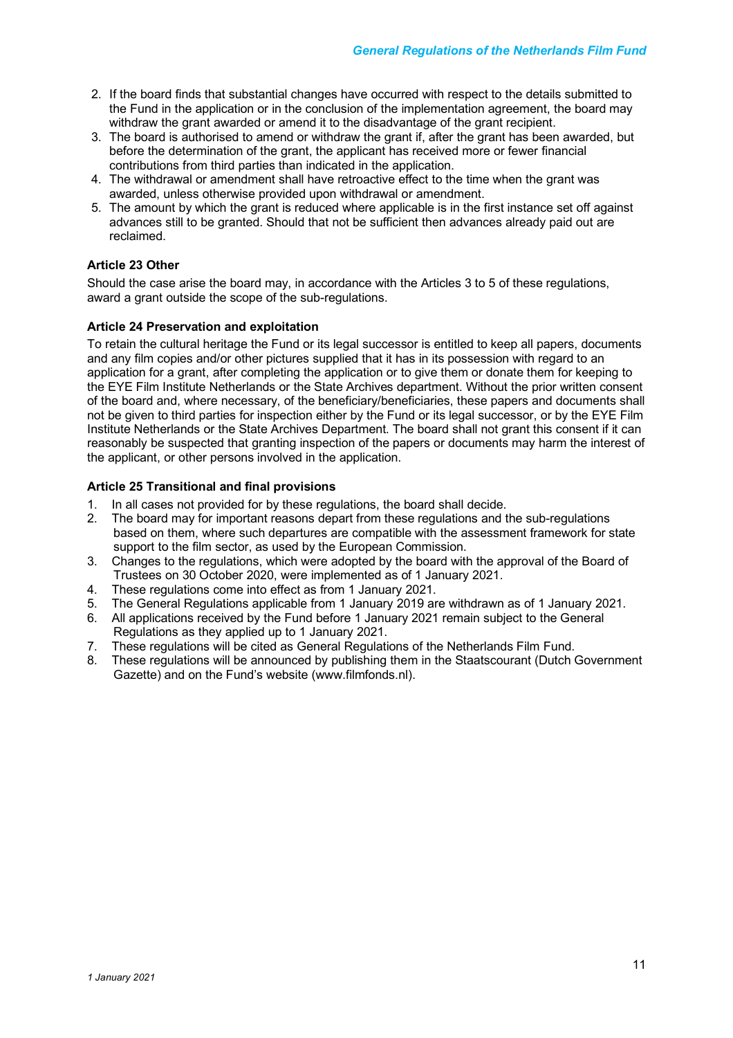2. If the board finds that substantial changes have occurred with respect to the details submitted to the Fund in the application or in the conclusion of the implementation agreement, the board may withdraw the grant awarded or amend it to the disadvantage of the grant recipient.
3. The board is authorised to amend or withdraw the grant if, after the grant has been awarded, but before the determination of the grant, the applicant has received more or fewer financial contributions from third parties than indicated in the application.
4. The withdrawal or amendment shall have retroactive effect to the time when the grant was awarded, unless otherwise provided upon withdrawal or amendment.
5. The amount by which the grant is reduced where applicable is in the first instance set off against advances still to be granted. Should that not be sufficient then advances already paid out are reclaimed.

### Article 23 Other

Should the case arise the board may, in accordance with the Articles 3 to 5 of these regulations, award a grant outside the scope of the sub-regulations.

### Article 24 Preservation and exploitation

To retain the cultural heritage the Fund or its legal successor is entitled to keep all papers, documents and any film copies and/or other pictures supplied that it has in its possession with regard to an application for a grant, after completing the application or to give them or donate them for keeping to the EYE Film Institute Netherlands or the State Archives department. Without the prior written consent of the board and, where necessary, of the beneficiary/beneficiaries, these papers and documents shall not be given to third parties for inspection either by the Fund or its legal successor, or by the EYE Film Institute Netherlands or the State Archives Department. The board shall not grant this consent if it can reasonably be suspected that granting inspection of the papers or documents may harm the interest of the applicant, or other persons involved in the application.

### Article 25 Transitional and final provisions

1. In all cases not provided for by these regulations, the board shall decide.
2. The board may for important reasons depart from these regulations and the sub-regulations based on them, where such departures are compatible with the assessment framework for state support to the film sector, as used by the European Commission.
3. Changes to the regulations, which were adopted by the board with the approval of the Board of Trustees on 30 October 2020, were implemented as of 1 January 2021.
4. These regulations come into effect as from 1 January 2021.
5. The General Regulations applicable from 1 January 2019 are withdrawn as of 1 January 2021.
6. All applications received by the Fund before 1 January 2021 remain subject to the General Regulations as they applied up to 1 January 2021.
7. These regulations will be cited as General Regulations of the Netherlands Film Fund.
8. These regulations will be announced by publishing them in the Staatscourant (Dutch Government Gazette) and on the Fund's website (www.filmfonds.nl).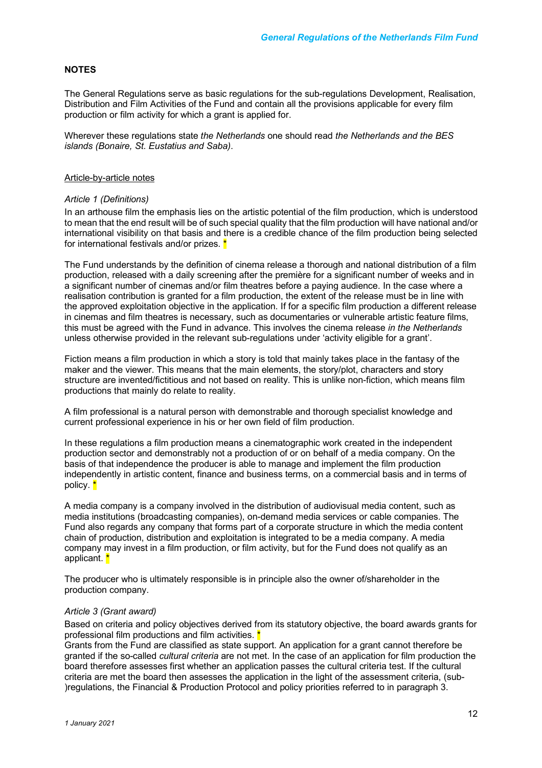## NOTES

The General Regulations serve as basic regulations for the sub-regulations Development, Realisation, Distribution and Film Activities of the Fund and contain all the provisions applicable for every film production or film activity for which a grant is applied for.

Wherever these regulations state *the Netherlands* one should read *the Netherlands and the BES islands (Bonaire, St. Eustatius and Saba)*.

Article-by-article notes

*Article 1 (Definitions)*

In an arthouse film the emphasis lies on the artistic potential of the film production, which is understood to mean that the end result will be of such special quality that the film production will have national and/or international visibility on that basis and there is a credible chance of the film production being selected for international festivals and/or prizes. *

The Fund understands by the definition of cinema release a thorough and national distribution of a film production, released with a daily screening after the première for a significant number of weeks and in a significant number of cinemas and/or film theatres before a paying audience. In the case where a realisation contribution is granted for a film production, the extent of the release must be in line with the approved exploitation objective in the application. If for a specific film production a different release in cinemas and film theatres is necessary, such as documentaries or vulnerable artistic feature films, this must be agreed with the Fund in advance. This involves the cinema release *in the Netherlands* unless otherwise provided in the relevant sub-regulations under 'activity eligible for a grant'.

Fiction means a film production in which a story is told that mainly takes place in the fantasy of the maker and the viewer. This means that the main elements, the story/plot, characters and story structure are invented/fictitious and not based on reality. This is unlike non-fiction, which means film productions that mainly do relate to reality.

A film professional is a natural person with demonstrable and thorough specialist knowledge and current professional experience in his or her own field of film production.

In these regulations a film production means a cinematographic work created in the independent production sector and demonstrably not a production of or on behalf of a media company. On the basis of that independence the producer is able to manage and implement the film production independently in artistic content, finance and business terms, on a commercial basis and in terms of policy. *

A media company is a company involved in the distribution of audiovisual media content, such as media institutions (broadcasting companies), on-demand media services or cable companies. The Fund also regards any company that forms part of a corporate structure in which the media content chain of production, distribution and exploitation is integrated to be a media company. A media company may invest in a film production, or film activity, but for the Fund does not qualify as an applicant. *

The producer who is ultimately responsible is in principle also the owner of/shareholder in the production company.

*Article 3 (Grant award)*

Based on criteria and policy objectives derived from its statutory objective, the board awards grants for professional film productions and film activities. *

Grants from the Fund are classified as state support. An application for a grant cannot therefore be granted if the so-called *cultural criteria* are not met. In the case of an application for film production the board therefore assesses first whether an application passes the cultural criteria test. If the cultural criteria are met the board then assesses the application in the light of the assessment criteria, (sub-)regulations, the Financial & Production Protocol and policy priorities referred to in paragraph 3.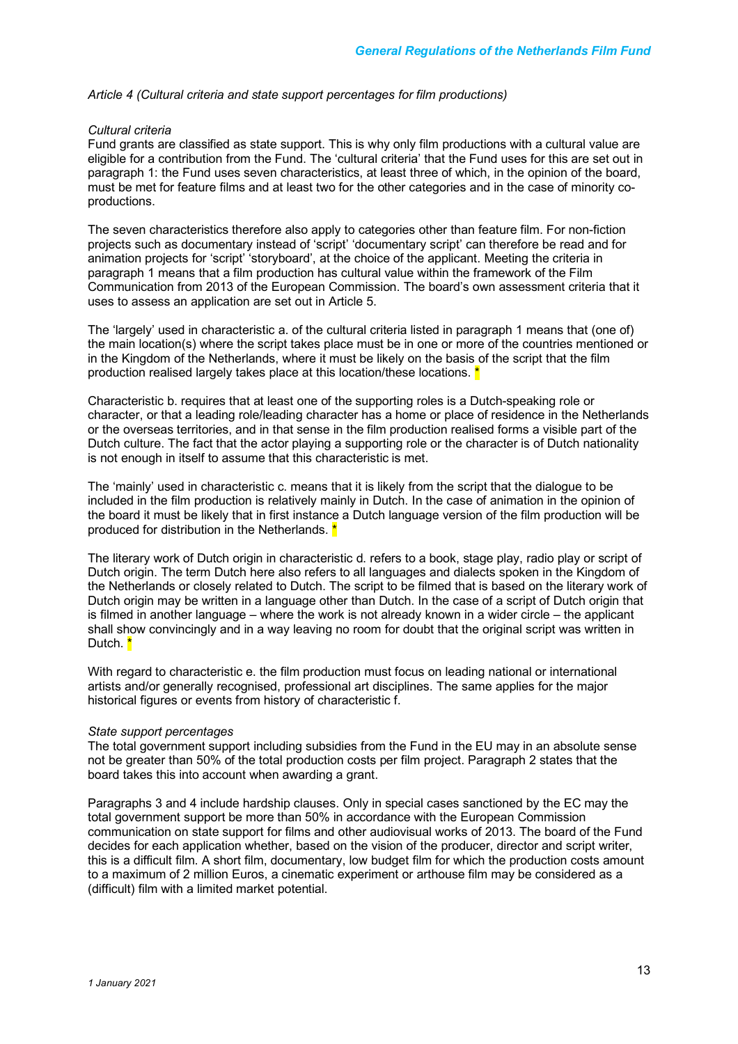*Article 4 (Cultural criteria and state support percentages for film productions)*

*Cultural criteria*

Fund grants are classified as state support. This is why only film productions with a cultural value are eligible for a contribution from the Fund. The 'cultural criteria' that the Fund uses for this are set out in paragraph 1: the Fund uses seven characteristics, at least three of which, in the opinion of the board, must be met for feature films and at least two for the other categories and in the case of minority co-productions.

The seven characteristics therefore also apply to categories other than feature film. For non-fiction projects such as documentary instead of 'script' 'documentary script' can therefore be read and for animation projects for 'script' 'storyboard', at the choice of the applicant. Meeting the criteria in paragraph 1 means that a film production has cultural value within the framework of the Film Communication from 2013 of the European Commission. The board's own assessment criteria that it uses to assess an application are set out in Article 5.

The 'largely' used in characteristic a. of the cultural criteria listed in paragraph 1 means that (one of) the main location(s) where the script takes place must be in one or more of the countries mentioned or in the Kingdom of the Netherlands, where it must be likely on the basis of the script that the film production realised largely takes place at this location/these locations. *

Characteristic b. requires that at least one of the supporting roles is a Dutch-speaking role or character, or that a leading role/leading character has a home or place of residence in the Netherlands or the overseas territories, and in that sense in the film production realised forms a visible part of the Dutch culture. The fact that the actor playing a supporting role or the character is of Dutch nationality is not enough in itself to assume that this characteristic is met.

The 'mainly' used in characteristic c. means that it is likely from the script that the dialogue to be included in the film production is relatively mainly in Dutch. In the case of animation in the opinion of the board it must be likely that in first instance a Dutch language version of the film production will be produced for distribution in the Netherlands. *

The literary work of Dutch origin in characteristic d. refers to a book, stage play, radio play or script of Dutch origin. The term Dutch here also refers to all languages and dialects spoken in the Kingdom of the Netherlands or closely related to Dutch. The script to be filmed that is based on the literary work of Dutch origin may be written in a language other than Dutch. In the case of a script of Dutch origin that is filmed in another language – where the work is not already known in a wider circle – the applicant shall show convincingly and in a way leaving no room for doubt that the original script was written in Dutch. *

With regard to characteristic e. the film production must focus on leading national or international artists and/or generally recognised, professional art disciplines. The same applies for the major historical figures or events from history of characteristic f.

*State support percentages*

The total government support including subsidies from the Fund in the EU may in an absolute sense not be greater than 50% of the total production costs per film project. Paragraph 2 states that the board takes this into account when awarding a grant.

Paragraphs 3 and 4 include hardship clauses. Only in special cases sanctioned by the EC may the total government support be more than 50% in accordance with the European Commission communication on state support for films and other audiovisual works of 2013. The board of the Fund decides for each application whether, based on the vision of the producer, director and script writer, this is a difficult film. A short film, documentary, low budget film for which the production costs amount to a maximum of 2 million Euros, a cinematic experiment or arthouse film may be considered as a (difficult) film with a limited market potential.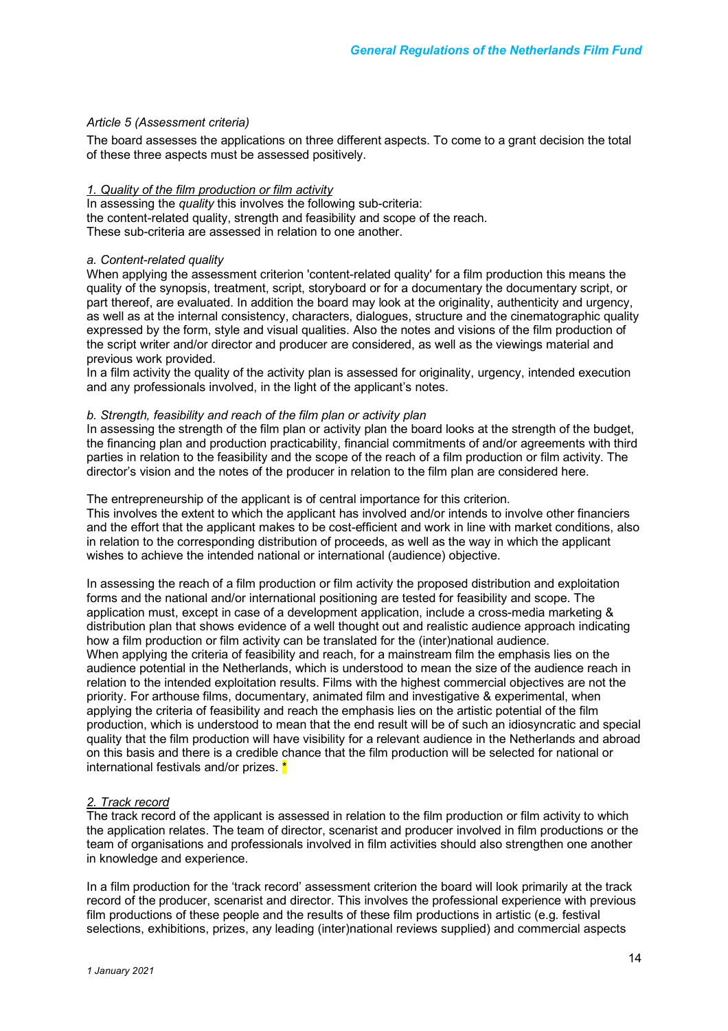*Article 5 (Assessment criteria)*

The board assesses the applications on three different aspects. To come to a grant decision the total of these three aspects must be assessed positively.

*1. Quality of the film production or film activity*

In assessing the *quality* this involves the following sub-criteria:
the content-related quality, strength and feasibility and scope of the reach.
These sub-criteria are assessed in relation to one another.

*a. Content-related quality*

When applying the assessment criterion 'content-related quality' for a film production this means the quality of the synopsis, treatment, script, storyboard or for a documentary the documentary script, or part thereof, are evaluated. In addition the board may look at the originality, authenticity and urgency, as well as at the internal consistency, characters, dialogues, structure and the cinematographic quality expressed by the form, style and visual qualities. Also the notes and visions of the film production of the script writer and/or director and producer are considered, as well as the viewings material and previous work provided.
In a film activity the quality of the activity plan is assessed for originality, urgency, intended execution and any professionals involved, in the light of the applicant's notes.

*b. Strength, feasibility and reach of the film plan or activity plan*

In assessing the strength of the film plan or activity plan the board looks at the strength of the budget, the financing plan and production practicability, financial commitments of and/or agreements with third parties in relation to the feasibility and the scope of the reach of a film production or film activity. The director's vision and the notes of the producer in relation to the film plan are considered here.

The entrepreneurship of the applicant is of central importance for this criterion.
This involves the extent to which the applicant has involved and/or intends to involve other financiers and the effort that the applicant makes to be cost-efficient and work in line with market conditions, also in relation to the corresponding distribution of proceeds, as well as the way in which the applicant wishes to achieve the intended national or international (audience) objective.

In assessing the reach of a film production or film activity the proposed distribution and exploitation forms and the national and/or international positioning are tested for feasibility and scope. The application must, except in case of a development application, include a cross-media marketing & distribution plan that shows evidence of a well thought out and realistic audience approach indicating how a film production or film activity can be translated for the (inter)national audience.
When applying the criteria of feasibility and reach, for a mainstream film the emphasis lies on the audience potential in the Netherlands, which is understood to mean the size of the audience reach in relation to the intended exploitation results. Films with the highest commercial objectives are not the priority. For arthouse films, documentary, animated film and investigative & experimental, when applying the criteria of feasibility and reach the emphasis lies on the artistic potential of the film production, which is understood to mean that the end result will be of such an idiosyncratic and special quality that the film production will have visibility for a relevant audience in the Netherlands and abroad on this basis and there is a credible chance that the film production will be selected for national or international festivals and/or prizes. *

*2. Track record*

The track record of the applicant is assessed in relation to the film production or film activity to which the application relates. The team of director, scenarist and producer involved in film productions or the team of organisations and professionals involved in film activities should also strengthen one another in knowledge and experience.

In a film production for the 'track record' assessment criterion the board will look primarily at the track record of the producer, scenarist and director. This involves the professional experience with previous film productions of these people and the results of these film productions in artistic (e.g. festival selections, exhibitions, prizes, any leading (inter)national reviews supplied) and commercial aspects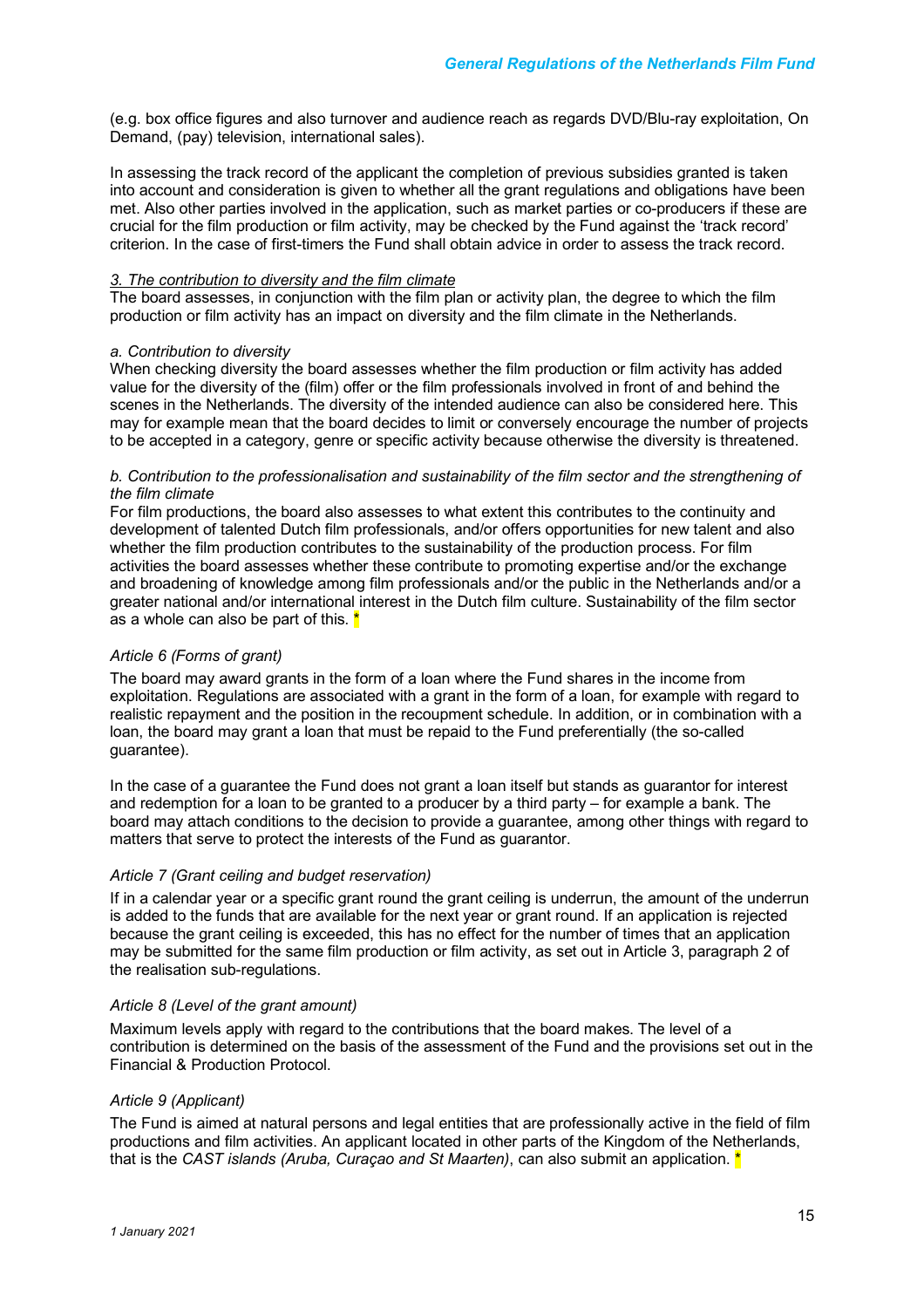(e.g. box office figures and also turnover and audience reach as regards DVD/Blu-ray exploitation, On Demand, (pay) television, international sales).

In assessing the track record of the applicant the completion of previous subsidies granted is taken into account and consideration is given to whether all the grant regulations and obligations have been met. Also other parties involved in the application, such as market parties or co-producers if these are crucial for the film production or film activity, may be checked by the Fund against the 'track record' criterion. In the case of first-timers the Fund shall obtain advice in order to assess the track record.

3. The contribution to diversity and the film climate

The board assesses, in conjunction with the film plan or activity plan, the degree to which the film production or film activity has an impact on diversity and the film climate in the Netherlands.

*a. Contribution to diversity*

When checking diversity the board assesses whether the film production or film activity has added value for the diversity of the (film) offer or the film professionals involved in front of and behind the scenes in the Netherlands. The diversity of the intended audience can also be considered here. This may for example mean that the board decides to limit or conversely encourage the number of projects to be accepted in a category, genre or specific activity because otherwise the diversity is threatened.

*b. Contribution to the professionalisation and sustainability of the film sector and the strengthening of the film climate*

For film productions, the board also assesses to what extent this contributes to the continuity and development of talented Dutch film professionals, and/or offers opportunities for new talent and also whether the film production contributes to the sustainability of the production process. For film activities the board assesses whether these contribute to promoting expertise and/or the exchange and broadening of knowledge among film professionals and/or the public in the Netherlands and/or a greater national and/or international interest in the Dutch film culture. Sustainability of the film sector as a whole can also be part of this. *

*Article 6 (Forms of grant)*

The board may award grants in the form of a loan where the Fund shares in the income from exploitation. Regulations are associated with a grant in the form of a loan, for example with regard to realistic repayment and the position in the recoupment schedule. In addition, or in combination with a loan, the board may grant a loan that must be repaid to the Fund preferentially (the so-called guarantee).

In the case of a guarantee the Fund does not grant a loan itself but stands as guarantor for interest and redemption for a loan to be granted to a producer by a third party – for example a bank. The board may attach conditions to the decision to provide a guarantee, among other things with regard to matters that serve to protect the interests of the Fund as guarantor.

*Article 7 (Grant ceiling and budget reservation)*

If in a calendar year or a specific grant round the grant ceiling is underrun, the amount of the underrun is added to the funds that are available for the next year or grant round. If an application is rejected because the grant ceiling is exceeded, this has no effect for the number of times that an application may be submitted for the same film production or film activity, as set out in Article 3, paragraph 2 of the realisation sub-regulations.

*Article 8 (Level of the grant amount)*

Maximum levels apply with regard to the contributions that the board makes. The level of a contribution is determined on the basis of the assessment of the Fund and the provisions set out in the Financial & Production Protocol.

*Article 9 (Applicant)*

The Fund is aimed at natural persons and legal entities that are professionally active in the field of film productions and film activities. An applicant located in other parts of the Kingdom of the Netherlands, that is the *CAST islands (Aruba, Curaçao and St Maarten)*, can also submit an application. *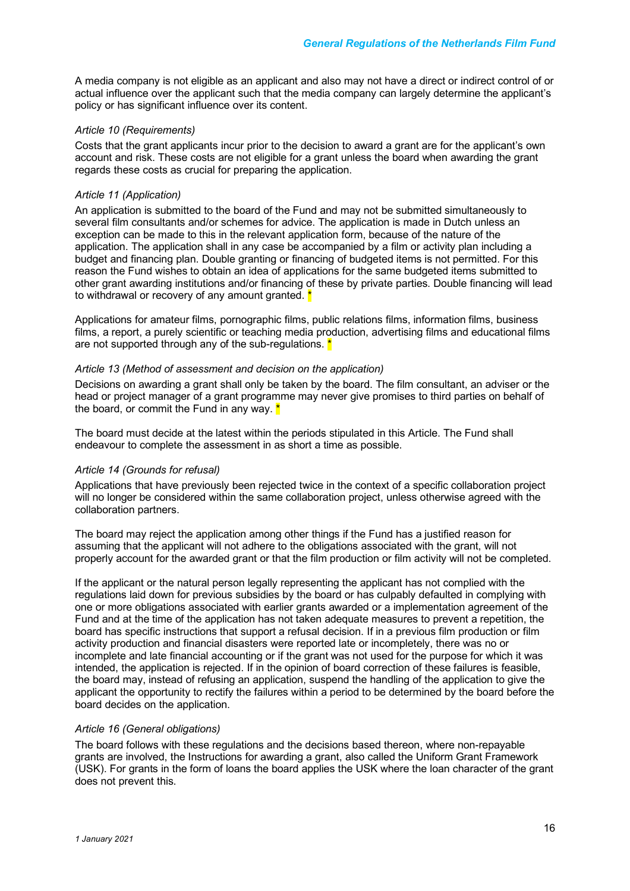A media company is not eligible as an applicant and also may not have a direct or indirect control of or actual influence over the applicant such that the media company can largely determine the applicant's policy or has significant influence over its content.

*Article 10 (Requirements)*

Costs that the grant applicants incur prior to the decision to award a grant are for the applicant's own account and risk. These costs are not eligible for a grant unless the board when awarding the grant regards these costs as crucial for preparing the application.

*Article 11 (Application)*

An application is submitted to the board of the Fund and may not be submitted simultaneously to several film consultants and/or schemes for advice. The application is made in Dutch unless an exception can be made to this in the relevant application form, because of the nature of the application. The application shall in any case be accompanied by a film or activity plan including a budget and financing plan. Double granting or financing of budgeted items is not permitted. For this reason the Fund wishes to obtain an idea of applications for the same budgeted items submitted to other grant awarding institutions and/or financing of these by private parties. Double financing will lead to withdrawal or recovery of any amount granted. *

Applications for amateur films, pornographic films, public relations films, information films, business films, a report, a purely scientific or teaching media production, advertising films and educational films are not supported through any of the sub-regulations. *

*Article 13 (Method of assessment and decision on the application)*

Decisions on awarding a grant shall only be taken by the board. The film consultant, an adviser or the head or project manager of a grant programme may never give promises to third parties on behalf of the board, or commit the Fund in any way. *

The board must decide at the latest within the periods stipulated in this Article. The Fund shall endeavour to complete the assessment in as short a time as possible.

*Article 14 (Grounds for refusal)*

Applications that have previously been rejected twice in the context of a specific collaboration project will no longer be considered within the same collaboration project, unless otherwise agreed with the collaboration partners.

The board may reject the application among other things if the Fund has a justified reason for assuming that the applicant will not adhere to the obligations associated with the grant, will not properly account for the awarded grant or that the film production or film activity will not be completed.

If the applicant or the natural person legally representing the applicant has not complied with the regulations laid down for previous subsidies by the board or has culpably defaulted in complying with one or more obligations associated with earlier grants awarded or a implementation agreement of the Fund and at the time of the application has not taken adequate measures to prevent a repetition, the board has specific instructions that support a refusal decision. If in a previous film production or film activity production and financial disasters were reported late or incompletely, there was no or incomplete and late financial accounting or if the grant was not used for the purpose for which it was intended, the application is rejected. If in the opinion of board correction of these failures is feasible, the board may, instead of refusing an application, suspend the handling of the application to give the applicant the opportunity to rectify the failures within a period to be determined by the board before the board decides on the application.

*Article 16 (General obligations)*

The board follows with these regulations and the decisions based thereon, where non-repayable grants are involved, the Instructions for awarding a grant, also called the Uniform Grant Framework (USK). For grants in the form of loans the board applies the USK where the loan character of the grant does not prevent this.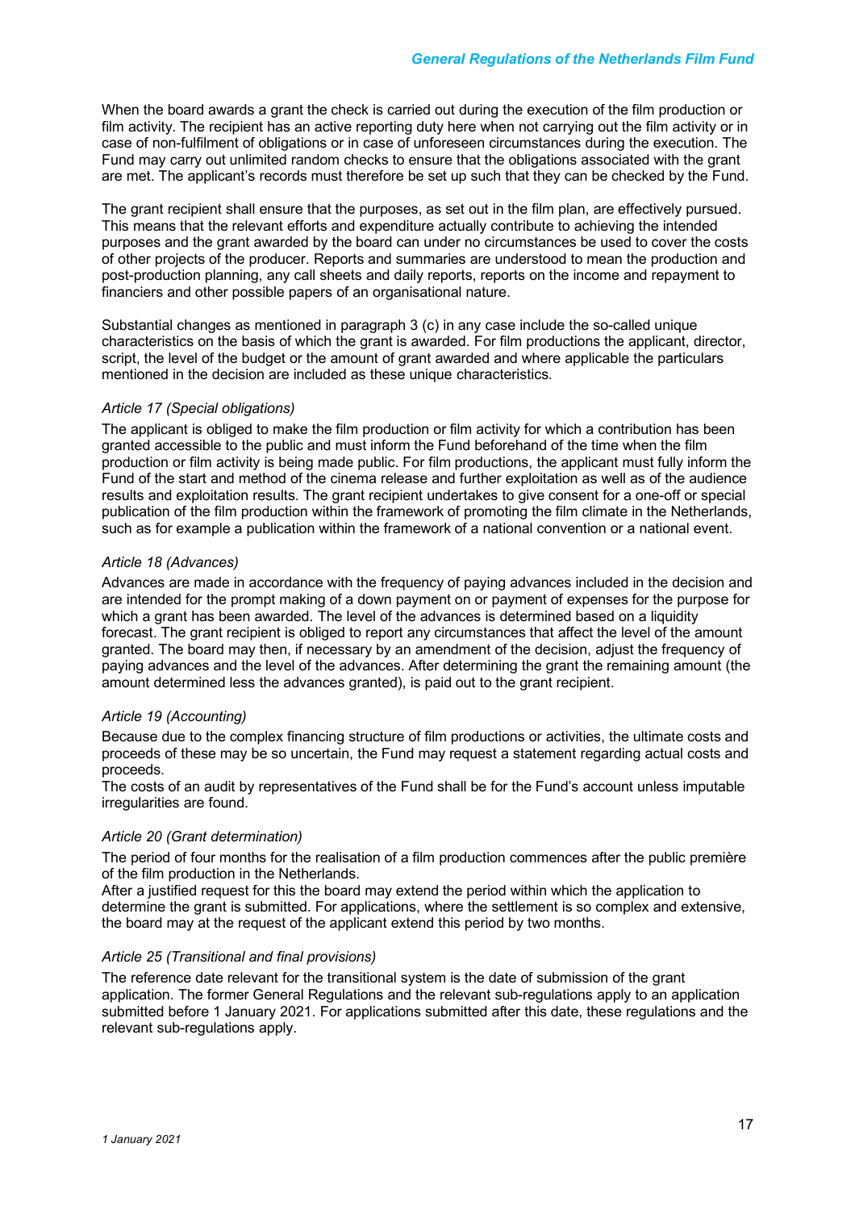When the board awards a grant the check is carried out during the execution of the film production or film activity. The recipient has an active reporting duty here when not carrying out the film activity or in case of non-fulfilment of obligations or in case of unforeseen circumstances during the execution. The Fund may carry out unlimited random checks to ensure that the obligations associated with the grant are met. The applicant's records must therefore be set up such that they can be checked by the Fund.

The grant recipient shall ensure that the purposes, as set out in the film plan, are effectively pursued. This means that the relevant efforts and expenditure actually contribute to achieving the intended purposes and the grant awarded by the board can under no circumstances be used to cover the costs of other projects of the producer. Reports and summaries are understood to mean the production and post-production planning, any call sheets and daily reports, reports on the income and repayment to financiers and other possible papers of an organisational nature.

Substantial changes as mentioned in paragraph 3 (c) in any case include the so-called unique characteristics on the basis of which the grant is awarded. For film productions the applicant, director, script, the level of the budget or the amount of grant awarded and where applicable the particulars mentioned in the decision are included as these unique characteristics.

*Article 17 (Special obligations)*

The applicant is obliged to make the film production or film activity for which a contribution has been granted accessible to the public and must inform the Fund beforehand of the time when the film production or film activity is being made public. For film productions, the applicant must fully inform the Fund of the start and method of the cinema release and further exploitation as well as of the audience results and exploitation results. The grant recipient undertakes to give consent for a one-off or special publication of the film production within the framework of promoting the film climate in the Netherlands, such as for example a publication within the framework of a national convention or a national event.

*Article 18 (Advances)*

Advances are made in accordance with the frequency of paying advances included in the decision and are intended for the prompt making of a down payment on or payment of expenses for the purpose for which a grant has been awarded. The level of the advances is determined based on a liquidity forecast. The grant recipient is obliged to report any circumstances that affect the level of the amount granted. The board may then, if necessary by an amendment of the decision, adjust the frequency of paying advances and the level of the advances. After determining the grant the remaining amount (the amount determined less the advances granted), is paid out to the grant recipient.

*Article 19 (Accounting)*

Because due to the complex financing structure of film productions or activities, the ultimate costs and proceeds of these may be so uncertain, the Fund may request a statement regarding actual costs and proceeds.
The costs of an audit by representatives of the Fund shall be for the Fund's account unless imputable irregularities are found.

*Article 20 (Grant determination)*

The period of four months for the realisation of a film production commences after the public première of the film production in the Netherlands.
After a justified request for this the board may extend the period within which the application to determine the grant is submitted. For applications, where the settlement is so complex and extensive, the board may at the request of the applicant extend this period by two months.

*Article 25 (Transitional and final provisions)*

The reference date relevant for the transitional system is the date of submission of the grant application. The former General Regulations and the relevant sub-regulations apply to an application submitted before 1 January 2021. For applications submitted after this date, these regulations and the relevant sub-regulations apply.